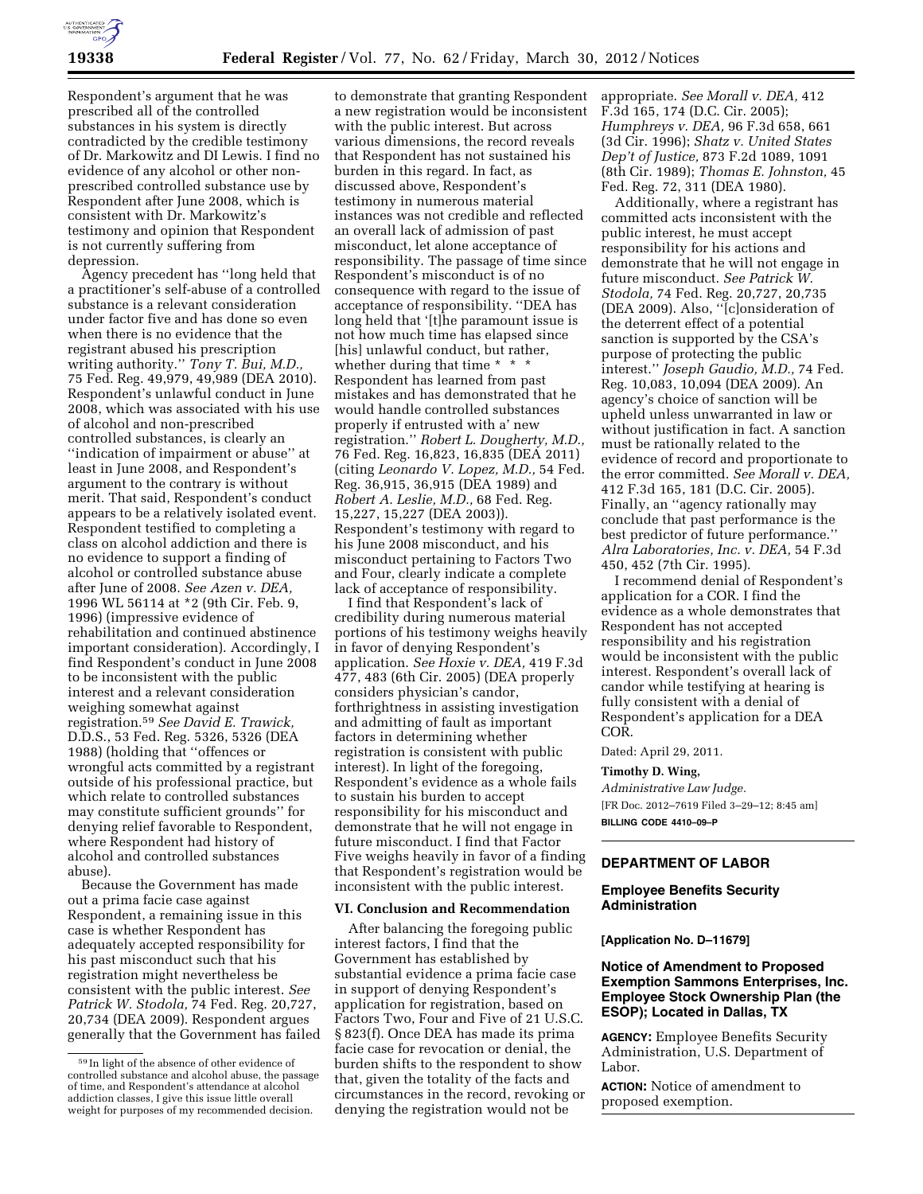Respondent's argument that he was prescribed all of the controlled substances in his system is directly contradicted by the credible testimony of Dr. Markowitz and DI Lewis. I find no evidence of any alcohol or other non-prescribed controlled substance use by Respondent after June 2008, which is consistent with Dr. Markowitz's testimony and opinion that Respondent is not currently suffering from depression.

Agency precedent has ''long held that a practitioner's self-abuse of a controlled substance is a relevant consideration under factor five and has done so even when there is no evidence that the registrant abused his prescription writing authority.'' *Tony T. Bui, M.D.,* 75 Fed. Reg. 49,979, 49,989 (DEA 2010). Respondent's unlawful conduct in June 2008, which was associated with his use of alcohol and non-prescribed controlled substances, is clearly an ''indication of impairment or abuse'' at least in June 2008, and Respondent's argument to the contrary is without merit. That said, Respondent's conduct appears to be a relatively isolated event. Respondent testified to completing a class on alcohol addiction and there is no evidence to support a finding of alcohol or controlled substance abuse after June of 2008. *See Azen v. DEA,* 1996 WL 56114 at *2 (9th Cir. Feb. 9, 1996) (impressive evidence of rehabilitation and continued abstinence important consideration). Accordingly, I find Respondent's conduct in June 2008 to be inconsistent with the public interest and a relevant consideration weighing somewhat against registration.[59] *See David E. Trawick, D.D.S.,* 53 Fed. Reg. 5326, 5326 (DEA 1988) (holding that ''offences or wrongful acts committed by a registrant outside of his professional practice, but which relate to controlled substances may constitute sufficient grounds'' for denying relief favorable to Respondent, where Respondent had history of alcohol and controlled substances abuse).

Because the Government has made out a prima facie case against Respondent, a remaining issue in this case is whether Respondent has adequately accepted responsibility for his past misconduct such that his registration might nevertheless be consistent with the public interest. *See Patrick W. Stodola,* 74 Fed. Reg. 20,727, 20,734 (DEA 2009). Respondent argues generally that the Government has failed to demonstrate that granting Respondent a new registration would be inconsistent with the public interest. But across various dimensions, the record reveals that Respondent has not sustained his burden in this regard. In fact, as discussed above, Respondent's testimony in numerous material instances was not credible and reflected an overall lack of admission of past misconduct, let alone acceptance of responsibility. The passage of time since Respondent's misconduct is of no consequence with regard to the issue of acceptance of responsibility. ''DEA has long held that '[t]he paramount issue is not how much time has elapsed since [his] unlawful conduct, but rather, whether during that time * * * Respondent has learned from past mistakes and has demonstrated that he would handle controlled substances properly if entrusted with a' new registration.'' *Robert L. Dougherty, M.D.,* 76 Fed. Reg. 16,823, 16,835 (DEA 2011) (citing *Leonardo V. Lopez, M.D.,* 54 Fed. Reg. 36,915, 36,915 (DEA 1989) and *Robert A. Leslie, M.D.,* 68 Fed. Reg. 15,227, 15,227 (DEA 2003)). Respondent's testimony with regard to his June 2008 misconduct, and his misconduct pertaining to Factors Two and Four, clearly indicate a complete lack of acceptance of responsibility.

I find that Respondent's lack of credibility during numerous material portions of his testimony weighs heavily in favor of denying Respondent's application. *See Hoxie v. DEA,* 419 F.3d 477, 483 (6th Cir. 2005) (DEA properly considers physician's candor, forthrightness in assisting investigation and admitting of fault as important factors in determining whether registration is consistent with public interest). In light of the foregoing, Respondent's evidence as a whole fails to sustain his burden to accept responsibility for his misconduct and demonstrate that he will not engage in future misconduct. I find that Factor Five weighs heavily in favor of a finding that Respondent's registration would be inconsistent with the public interest.

### VI. Conclusion and Recommendation

After balancing the foregoing public interest factors, I find that the Government has established by substantial evidence a prima facie case in support of denying Respondent's application for registration, based on Factors Two, Four and Five of 21 U.S.C. § 823(f). Once DEA has made its prima facie case for revocation or denial, the burden shifts to the respondent to show that, given the totality of the facts and circumstances in the record, revoking or denying the registration would not be appropriate. *See Morall v. DEA,* 412 F.3d 165, 174 (D.C. Cir. 2005); *Humphreys v. DEA,* 96 F.3d 658, 661 (3d Cir. 1996); *Shatz v. United States Dep't of Justice,* 873 F.2d 1089, 1091 (8th Cir. 1989); *Thomas E. Johnston,* 45 Fed. Reg. 72, 311 (DEA 1980).

Additionally, where a registrant has committed acts inconsistent with the public interest, he must accept responsibility for his actions and demonstrate that he will not engage in future misconduct. *See Patrick W. Stodola,* 74 Fed. Reg. 20,727, 20,735 (DEA 2009). Also, ''[c]onsideration of the deterrent effect of a potential sanction is supported by the CSA's purpose of protecting the public interest.'' *Joseph Gaudio, M.D.,* 74 Fed. Reg. 10,083, 10,094 (DEA 2009). An agency's choice of sanction will be upheld unless unwarranted in law or without justification in fact. A sanction must be rationally related to the evidence of record and proportionate to the error committed. *See Morall v. DEA,* 412 F.3d 165, 181 (D.C. Cir. 2005). Finally, an ''agency rationally may conclude that past performance is the best predictor of future performance.'' *Alra Laboratories, Inc. v. DEA,* 54 F.3d 450, 452 (7th Cir. 1995).

I recommend denial of Respondent's application for a COR. I find the evidence as a whole demonstrates that Respondent has not accepted responsibility and his registration would be inconsistent with the public interest. Respondent's overall lack of candor while testifying at hearing is fully consistent with a denial of Respondent's application for a DEA COR.

Dated: April 29, 2011.

**Timothy D. Wing,**

*Administrative Law Judge.*

[FR Doc. 2012–7619 Filed 3–29–12; 8:45 am]

**BILLING CODE 4410–09–P**

[59] In light of the absence of other evidence of controlled substance and alcohol abuse, the passage of time, and Respondent's attendance at alcohol addiction classes, I give this issue little overall weight for purposes of my recommended decision.

---

## DEPARTMENT OF LABOR

### Employee Benefits Security Administration

**[Application No. D–11679]**

### Notice of Amendment to Proposed Exemption Sammons Enterprises, Inc. Employee Stock Ownership Plan (the ESOP); Located in Dallas, TX

**AGENCY:** Employee Benefits Security Administration, U.S. Department of Labor.

**ACTION:** Notice of amendment to proposed exemption.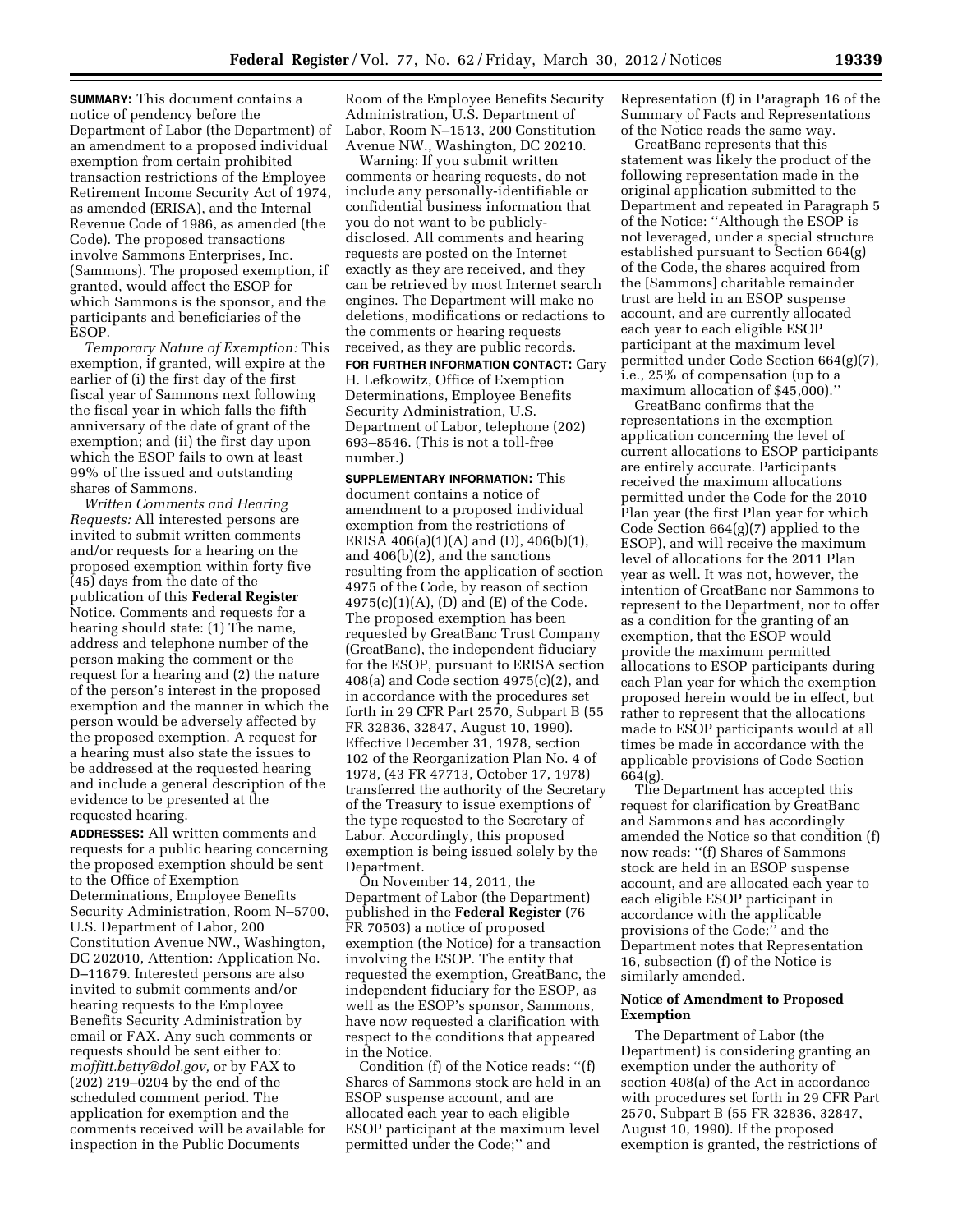**SUMMARY:** This document contains a notice of pendency before the Department of Labor (the Department) of an amendment to a proposed individual exemption from certain prohibited transaction restrictions of the Employee Retirement Income Security Act of 1974, as amended (ERISA), and the Internal Revenue Code of 1986, as amended (the Code). The proposed transactions involve Sammons Enterprises, Inc. (Sammons). The proposed exemption, if granted, would affect the ESOP for which Sammons is the sponsor, and the participants and beneficiaries of the ESOP.

*Temporary Nature of Exemption:* This exemption, if granted, will expire at the earlier of (i) the first day of the first fiscal year of Sammons next following the fiscal year in which falls the fifth anniversary of the date of grant of the exemption; and (ii) the first day upon which the ESOP fails to own at least 99% of the issued and outstanding shares of Sammons.

*Written Comments and Hearing Requests:* All interested persons are invited to submit written comments and/or requests for a hearing on the proposed exemption within forty five (45) days from the date of the publication of this **Federal Register** Notice. Comments and requests for a hearing should state: (1) The name, address and telephone number of the person making the comment or the request for a hearing and (2) the nature of the person's interest in the proposed exemption and the manner in which the person would be adversely affected by the proposed exemption. A request for a hearing must also state the issues to be addressed at the requested hearing and include a general description of the evidence to be presented at the requested hearing.

**ADDRESSES:** All written comments and requests for a public hearing concerning the proposed exemption should be sent to the Office of Exemption Determinations, Employee Benefits Security Administration, Room N–5700, U.S. Department of Labor, 200 Constitution Avenue NW., Washington, DC 202010, Attention: Application No. D–11679. Interested persons are also invited to submit comments and/or hearing requests to the Employee Benefits Security Administration by email or FAX. Any such comments or requests should be sent either to: *moffitt.betty@dol.gov,* or by FAX to (202) 219–0204 by the end of the scheduled comment period. The application for exemption and the comments received will be available for inspection in the Public Documents Room of the Employee Benefits Security Administration, U.S. Department of Labor, Room N–1513, 200 Constitution Avenue NW., Washington, DC 20210.

Warning: If you submit written comments or hearing requests, do not include any personally-identifiable or confidential business information that you do not want to be publicly-disclosed. All comments and hearing requests are posted on the Internet exactly as they are received, and they can be retrieved by most Internet search engines. The Department will make no deletions, modifications or redactions to the comments or hearing requests received, as they are public records.

**FOR FURTHER INFORMATION CONTACT:** Gary H. Lefkowitz, Office of Exemption Determinations, Employee Benefits Security Administration, U.S. Department of Labor, telephone (202) 693–8546. (This is not a toll-free number.)

**SUPPLEMENTARY INFORMATION:** This document contains a notice of amendment to a proposed individual exemption from the restrictions of ERISA 406(a)(1)(A) and (D), 406(b)(1), and 406(b)(2), and the sanctions resulting from the application of section 4975 of the Code, by reason of section 4975(c)(1)(A), (D) and (E) of the Code. The proposed exemption has been requested by GreatBanc Trust Company (GreatBanc), the independent fiduciary for the ESOP, pursuant to ERISA section 408(a) and Code section 4975(c)(2), and in accordance with the procedures set forth in 29 CFR Part 2570, Subpart B (55 FR 32836, 32847, August 10, 1990). Effective December 31, 1978, section 102 of the Reorganization Plan No. 4 of 1978, (43 FR 47713, October 17, 1978) transferred the authority of the Secretary of the Treasury to issue exemptions of the type requested to the Secretary of Labor. Accordingly, this proposed exemption is being issued solely by the Department.

On November 14, 2011, the Department of Labor (the Department) published in the **Federal Register** (76 FR 70503) a notice of proposed exemption (the Notice) for a transaction involving the ESOP. The entity that requested the exemption, GreatBanc, the independent fiduciary for the ESOP, as well as the ESOP's sponsor, Sammons, have now requested a clarification with respect to the conditions that appeared in the Notice.

Condition (f) of the Notice reads: ''(f) Shares of Sammons stock are held in an ESOP suspense account, and are allocated each year to each eligible ESOP participant at the maximum level permitted under the Code;'' and Representation (f) in Paragraph 16 of the Summary of Facts and Representations of the Notice reads the same way.

GreatBanc represents that this statement was likely the product of the following representation made in the original application submitted to the Department and repeated in Paragraph 5 of the Notice: ''Although the ESOP is not leveraged, under a special structure established pursuant to Section 664(g) of the Code, the shares acquired from the [Sammons] charitable remainder trust are held in an ESOP suspense account, and are currently allocated each year to each eligible ESOP participant at the maximum level permitted under Code Section 664(g)(7), i.e., 25% of compensation (up to a maximum allocation of $45,000).''

GreatBanc confirms that the representations in the exemption application concerning the level of current allocations to ESOP participants are entirely accurate. Participants received the maximum allocations permitted under the Code for the 2010 Plan year (the first Plan year for which Code Section 664(g)(7) applied to the ESOP), and will receive the maximum level of allocations for the 2011 Plan year as well. It was not, however, the intention of GreatBanc nor Sammons to represent to the Department, nor to offer as a condition for the granting of an exemption, that the ESOP would provide the maximum permitted allocations to ESOP participants during each Plan year for which the exemption proposed herein would be in effect, but rather to represent that the allocations made to ESOP participants would at all times be made in accordance with the applicable provisions of Code Section 664(g).

The Department has accepted this request for clarification by GreatBanc and Sammons and has accordingly amended the Notice so that condition (f) now reads: ''(f) Shares of Sammons stock are held in an ESOP suspense account, and are allocated each year to each eligible ESOP participant in accordance with the applicable provisions of the Code;'' and the Department notes that Representation 16, subsection (f) of the Notice is similarly amended.

## Notice of Amendment to Proposed Exemption

The Department of Labor (the Department) is considering granting an exemption under the authority of section 408(a) of the Act in accordance with procedures set forth in 29 CFR Part 2570, Subpart B (55 FR 32836, 32847, August 10, 1990). If the proposed exemption is granted, the restrictions of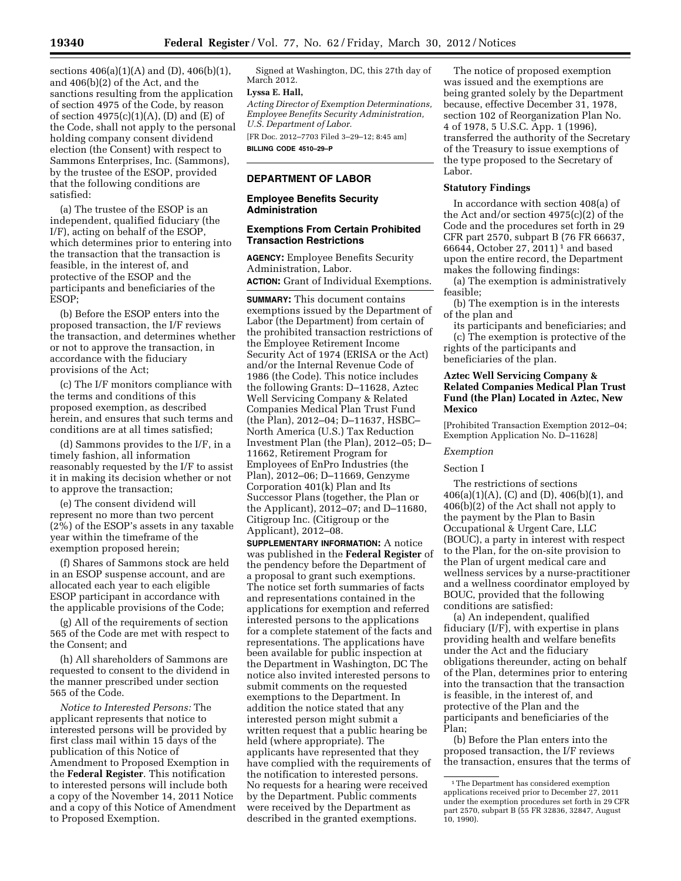sections 406(a)(1)(A) and (D), 406(b)(1), and 406(b)(2) of the Act, and the sanctions resulting from the application of section 4975 of the Code, by reason of section 4975(c)(1)(A), (D) and (E) of the Code, shall not apply to the personal holding company consent dividend election (the Consent) with respect to Sammons Enterprises, Inc. (Sammons), by the trustee of the ESOP, provided that the following conditions are satisfied:

(a) The trustee of the ESOP is an independent, qualified fiduciary (the I/F), acting on behalf of the ESOP, which determines prior to entering into the transaction that the transaction is feasible, in the interest of, and protective of the ESOP and the participants and beneficiaries of the ESOP;

(b) Before the ESOP enters into the proposed transaction, the I/F reviews the transaction, and determines whether or not to approve the transaction, in accordance with the fiduciary provisions of the Act;

(c) The I/F monitors compliance with the terms and conditions of this proposed exemption, as described herein, and ensures that such terms and conditions are at all times satisfied;

(d) Sammons provides to the I/F, in a timely fashion, all information reasonably requested by the I/F to assist it in making its decision whether or not to approve the transaction;

(e) The consent dividend will represent no more than two percent (2%) of the ESOP's assets in any taxable year within the timeframe of the exemption proposed herein;

(f) Shares of Sammons stock are held in an ESOP suspense account, and are allocated each year to each eligible ESOP participant in accordance with the applicable provisions of the Code;

(g) All of the requirements of section 565 of the Code are met with respect to the Consent; and

(h) All shareholders of Sammons are requested to consent to the dividend in the manner prescribed under section 565 of the Code.

*Notice to Interested Persons:* The applicant represents that notice to interested persons will be provided by first class mail within 15 days of the publication of this Notice of Amendment to Proposed Exemption in the **Federal Register**. This notification to interested persons will include both a copy of the November 14, 2011 Notice and a copy of this Notice of Amendment to Proposed Exemption.

Signed at Washington, DC, this 27th day of March 2012.

**Lyssa E. Hall,**

*Acting Director of Exemption Determinations, Employee Benefits Security Administration, U.S. Department of Labor.*

[FR Doc. 2012–7703 Filed 3–29–12; 8:45 am]

**BILLING CODE 4510–29–P**

## DEPARTMENT OF LABOR

### Employee Benefits Security Administration

### Exemptions From Certain Prohibited Transaction Restrictions

**AGENCY:** Employee Benefits Security Administration, Labor.

**ACTION:** Grant of Individual Exemptions.

**SUMMARY:** This document contains exemptions issued by the Department of Labor (the Department) from certain of the prohibited transaction restrictions of the Employee Retirement Income Security Act of 1974 (ERISA or the Act) and/or the Internal Revenue Code of 1986 (the Code). This notice includes the following Grants: D–11628, Aztec Well Servicing Company & Related Companies Medical Plan Trust Fund (the Plan), 2012–04; D–11637, HSBC–North America (U.S.) Tax Reduction Investment Plan (the Plan), 2012–05; D–11662, Retirement Program for Employees of EnPro Industries (the Plan), 2012–06; D–11669, Genzyme Corporation 401(k) Plan and Its Successor Plans (together, the Plan or the Applicant), 2012–07; and D–11680, Citigroup Inc. (Citigroup or the Applicant), 2012–08.

**SUPPLEMENTARY INFORMATION:** A notice was published in the **Federal Register** of the pendency before the Department of a proposal to grant such exemptions. The notice set forth summaries of facts and representations contained in the applications for exemption and referred interested persons to the applications for a complete statement of the facts and representations. The applications have been available for public inspection at the Department in Washington, DC The notice also invited interested persons to submit comments on the requested exemptions to the Department. In addition the notice stated that any interested person might submit a written request that a public hearing be held (where appropriate). The applicants have represented that they have complied with the requirements of the notification to interested persons. No requests for a hearing were received by the Department. Public comments were received by the Department as described in the granted exemptions.

The notice of proposed exemption was issued and the exemptions are being granted solely by the Department because, effective December 31, 1978, section 102 of Reorganization Plan No. 4 of 1978, 5 U.S.C. App. 1 (1996), transferred the authority of the Secretary of the Treasury to issue exemptions of the type proposed to the Secretary of Labor.

### Statutory Findings

In accordance with section 408(a) of the Act and/or section 4975(c)(2) of the Code and the procedures set forth in 29 CFR part 2570, subpart B (76 FR 66637, 66644, October 27, 2011) [1] and based upon the entire record, the Department makes the following findings:

(a) The exemption is administratively feasible;

(b) The exemption is in the interests of the plan and its participants and beneficiaries; and

(c) The exemption is protective of the rights of the participants and beneficiaries of the plan.

### Aztec Well Servicing Company & Related Companies Medical Plan Trust Fund (the Plan) Located in Aztec, New Mexico

[Prohibited Transaction Exemption 2012–04; Exemption Application No. D–11628]

*Exemption*

Section I

The restrictions of sections 406(a)(1)(A), (C) and (D), 406(b)(1), and 406(b)(2) of the Act shall not apply to the payment by the Plan to Basin Occupational & Urgent Care, LLC (BOUC), a party in interest with respect to the Plan, for the on-site provision to the Plan of urgent medical care and wellness services by a nurse-practitioner and a wellness coordinator employed by BOUC, provided that the following conditions are satisfied:

(a) An independent, qualified fiduciary (I/F), with expertise in plans providing health and welfare benefits under the Act and the fiduciary obligations thereunder, acting on behalf of the Plan, determines prior to entering into the transaction that the transaction is feasible, in the interest of, and protective of the Plan and the participants and beneficiaries of the Plan;

(b) Before the Plan enters into the proposed transaction, the I/F reviews the transaction, ensures that the terms of

[1] The Department has considered exemption applications received prior to December 27, 2011 under the exemption procedures set forth in 29 CFR part 2570, subpart B (55 FR 32836, 32847, August 10, 1990).